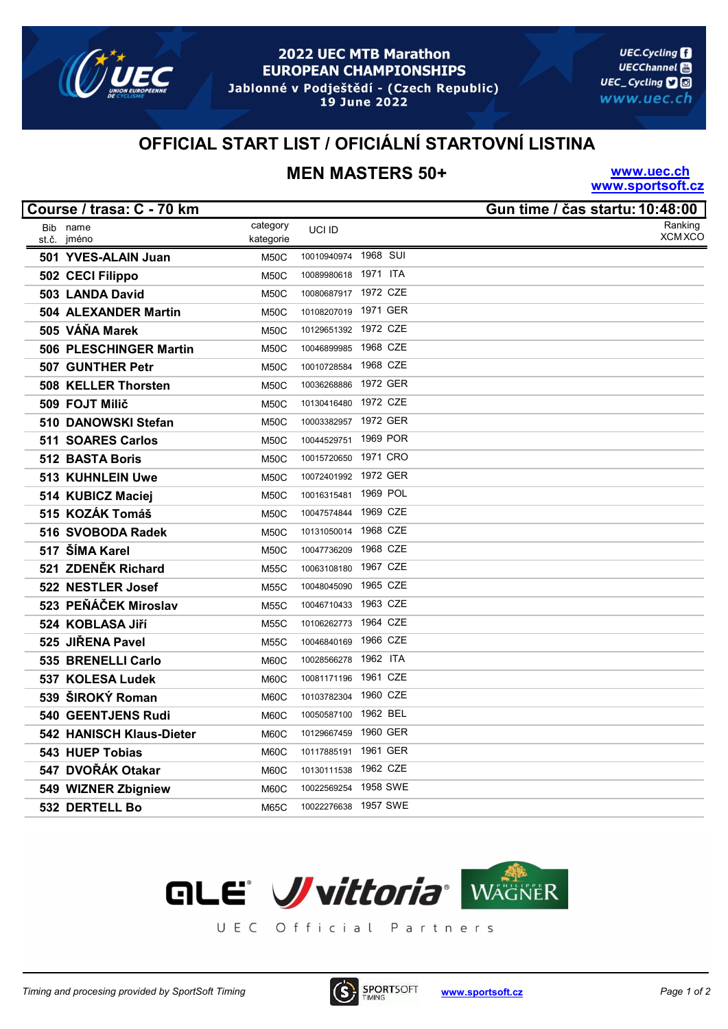## 2022 UEC MTB Marathon EUROPEAN CHAMPIONSHIPS

Jablonné v Podještědí - (Czech Republic)
19 June 2022

UEC.Cycling
UECChannel
UEC_Cycling
www.uec.ch

# OFFICIAL START LIST / OFICIÁLNÍ STARTOVNÍ LISTINA

## MEN MASTERS 50+

www.uec.ch
www.sportsoft.cz

**Course / trasa: C - 70 km** | **Gun time / čas startu: 10:48:00**

| Bib st.č. | name jméno | category kategorie | UCI ID | | | Ranking XCM XCO |
|---|---|---|---|---|---|---|
| 501 | **YVES-ALAIN Juan** | M50C | 10010940974 | 1968 | SUI | |
| 502 | **CECI Filippo** | M50C | 10089980618 | 1971 | ITA | |
| 503 | **LANDA David** | M50C | 10080687917 | 1972 | CZE | |
| 504 | **ALEXANDER Martin** | M50C | 10108207019 | 1971 | GER | |
| 505 | **VÁŇA Marek** | M50C | 10129651392 | 1972 | CZE | |
| 506 | **PLESCHINGER Martin** | M50C | 10046899985 | 1968 | CZE | |
| 507 | **GUNTHER Petr** | M50C | 10010728584 | 1968 | CZE | |
| 508 | **KELLER Thorsten** | M50C | 10036268886 | 1972 | GER | |
| 509 | **FOJT Milič** | M50C | 10130416480 | 1972 | CZE | |
| 510 | **DANOWSKI Stefan** | M50C | 10003382957 | 1972 | GER | |
| 511 | **SOARES Carlos** | M50C | 10044529751 | 1969 | POR | |
| 512 | **BASTA Boris** | M50C | 10015720650 | 1971 | CRO | |
| 513 | **KUHNLEIN Uwe** | M50C | 10072401992 | 1972 | GER | |
| 514 | **KUBICZ Maciej** | M50C | 10016315481 | 1969 | POL | |
| 515 | **KOZÁK Tomáš** | M50C | 10047574844 | 1969 | CZE | |
| 516 | **SVOBODA Radek** | M50C | 10131050014 | 1968 | CZE | |
| 517 | **ŠÍMA Karel** | M50C | 10047736209 | 1968 | CZE | |
| 521 | **ZDENĚK Richard** | M55C | 10063108180 | 1967 | CZE | |
| 522 | **NESTLER Josef** | M55C | 10048045090 | 1965 | CZE | |
| 523 | **PEŇÁČEK Miroslav** | M55C | 10046710433 | 1963 | CZE | |
| 524 | **KOBLASA Jiří** | M55C | 10106262773 | 1964 | CZE | |
| 525 | **JIŘENA Pavel** | M55C | 10046840169 | 1966 | CZE | |
| 535 | **BRENELLI Carlo** | M60C | 10028566278 | 1962 | ITA | |
| 537 | **KOLESA Ludek** | M60C | 10081171196 | 1961 | CZE | |
| 539 | **ŠIROKÝ Roman** | M60C | 10103782304 | 1960 | CZE | |
| 540 | **GEENTJENS Rudi** | M60C | 10050587100 | 1962 | BEL | |
| 542 | **HANISCH Klaus-Dieter** | M60C | 10129667459 | 1960 | GER | |
| 543 | **HUEP Tobias** | M60C | 10117885191 | 1961 | GER | |
| 547 | **DVOŘÁK Otakar** | M60C | 10130111538 | 1962 | CZE | |
| 549 | **WIZNER Zbigniew** | M60C | 10022569254 | 1958 | SWE | |
| 532 | **DERTELL Bo** | M65C | 10022276638 | 1957 | SWE | |

UEC Official Partners

*Timing and procesing provided by SportSoft Timing* www.sportsoft.cz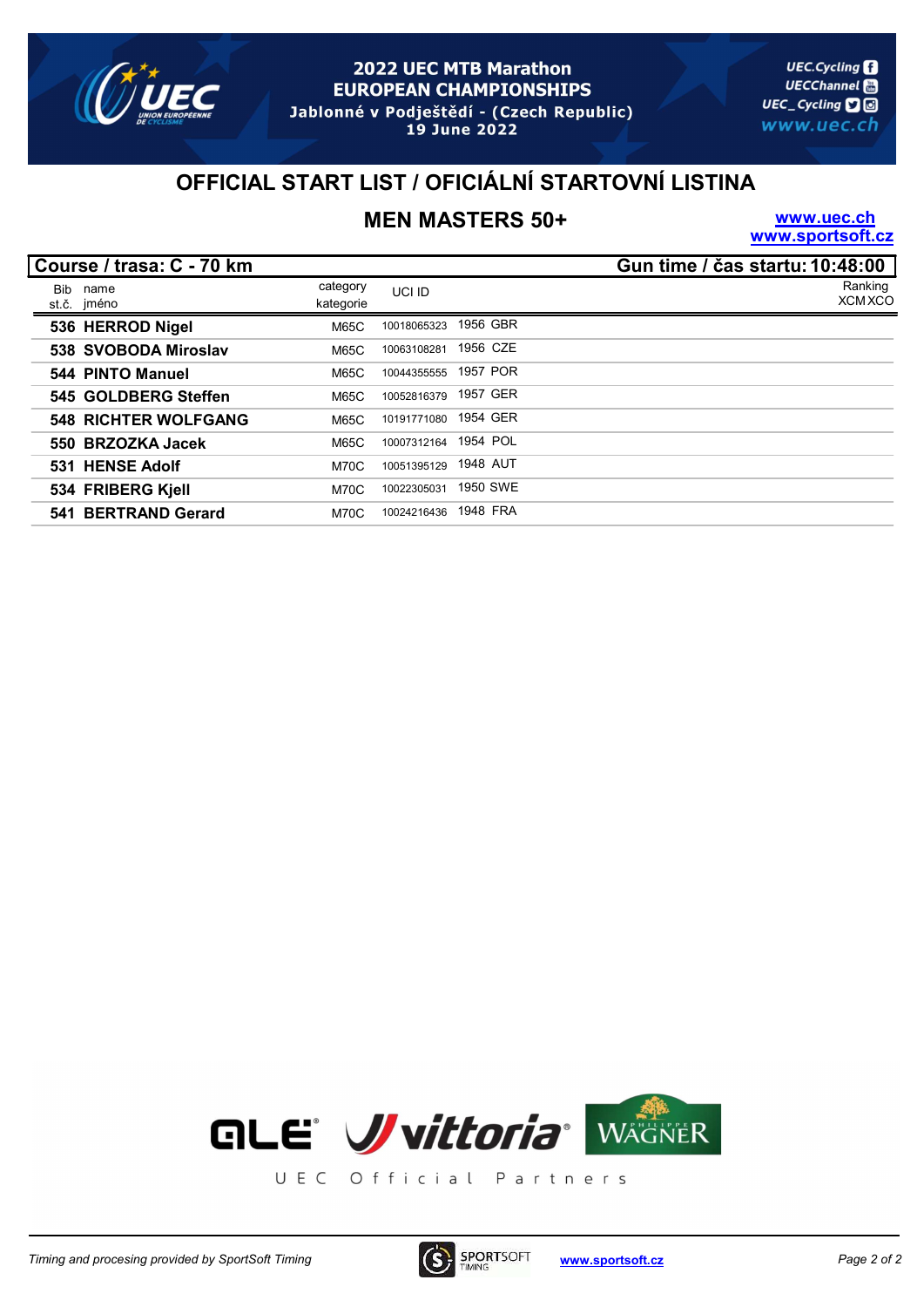# 2022 UEC MTB Marathon EUROPEAN CHAMPIONSHIPS

Jablonné v Podještědí - (Czech Republic)
19 June 2022

UEC.Cycling
UECChannel
UEC_Cycling
www.uec.ch

## OFFICIAL START LIST / OFICIÁLNÍ STARTOVNÍ LISTINA

## MEN MASTERS 50+

www.uec.ch
www.sportsoft.cz

**Course / trasa: C - 70 km** — **Gun time / čas startu: 10:48:00**

| Bib st.č. | name jméno | category kategorie | UCI ID | | | Ranking XCM XCO |
|---|---|---|---|---|---|---|
| 536 | **HERROD Nigel** | M65C | 10018065323 | 1956 | GBR | |
| 538 | **SVOBODA Miroslav** | M65C | 10063108281 | 1956 | CZE | |
| 544 | **PINTO Manuel** | M65C | 10044355555 | 1957 | POR | |
| 545 | **GOLDBERG Steffen** | M65C | 10052816379 | 1957 | GER | |
| 548 | **RICHTER WOLFGANG** | M65C | 10191771080 | 1954 | GER | |
| 550 | **BRZOZKA Jacek** | M65C | 10007312164 | 1954 | POL | |
| 531 | **HENSE Adolf** | M70C | 10051395129 | 1948 | AUT | |
| 534 | **FRIBERG Kjell** | M70C | 10022305031 | 1950 | SWE | |
| 541 | **BERTRAND Gerard** | M70C | 10024216436 | 1948 | FRA | |

UEC Official Partners

*Timing and procesing provided by SportSoft Timing* — www.sportsoft.cz